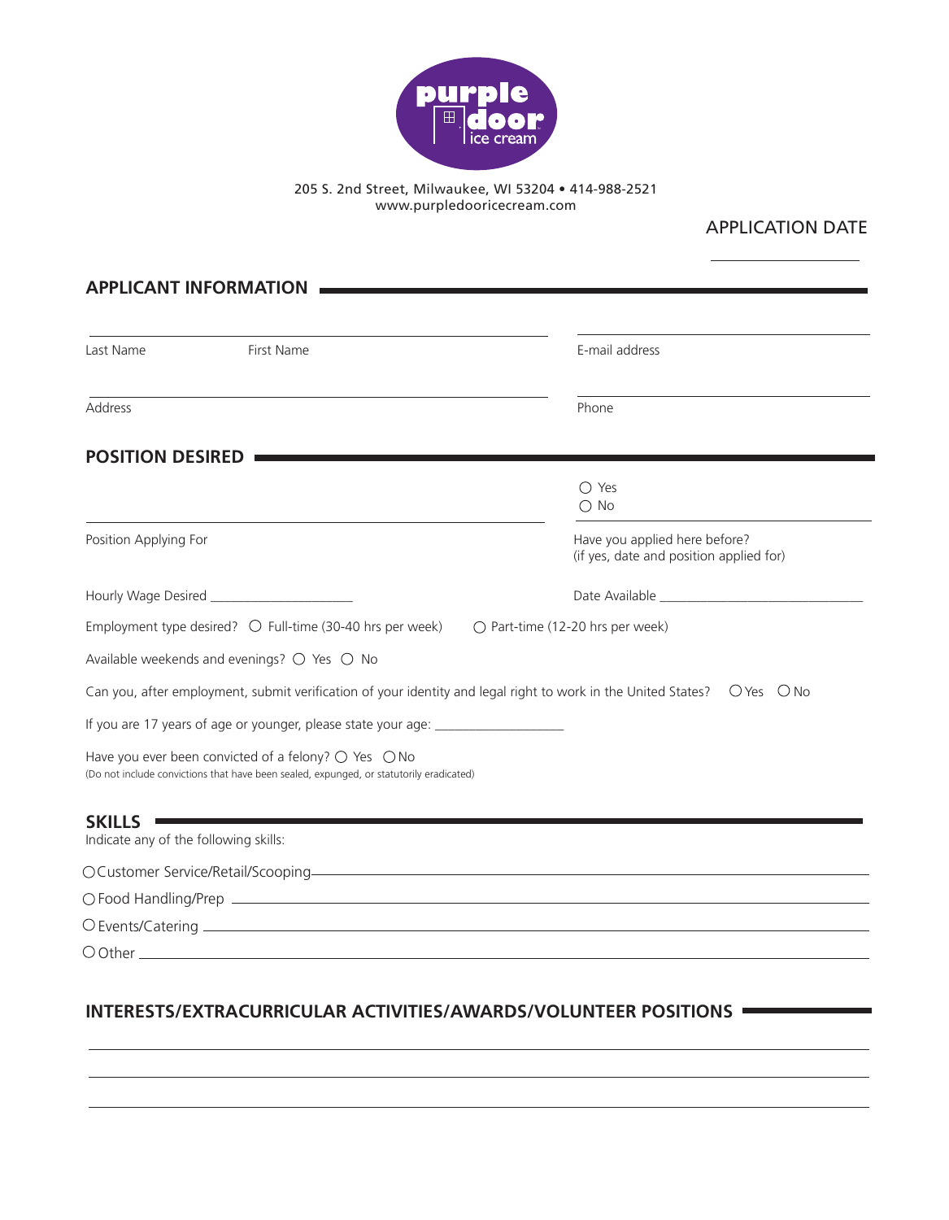purple door ice cream

205 S. 2nd Street, Milwaukee, WI 53204 • 414-988-2521
www.purpledooricecream.com

APPLICATION DATE

______________

## APPLICANT INFORMATION

Last Name First Name

E-mail address

Address

Phone

## POSITION DESIRED

Position Applying For

○ Yes
○ No

Have you applied here before?
(if yes, date and position applied for)

Hourly Wage Desired ____________________

Date Available ____________________________

Employment type desired? ○ Full-time (30-40 hrs per week) ○ Part-time (12-20 hrs per week)

Available weekends and evenings? ○ Yes ○ No

Can you, after employment, submit verification of your identity and legal right to work in the United States? ○ Yes ○ No

If you are 17 years of age or younger, please state your age: __________________

Have you ever been convicted of a felony? ○ Yes ○ No
(Do not include convictions that have been sealed, expunged, or statutorily eradicated)

## SKILLS

Indicate any of the following skills:

○ Customer Service/Retail/Scooping ____________________

○ Food Handling/Prep ____________________

○ Events/Catering ____________________

○ Other ____________________

## INTERESTS/EXTRACURRICULAR ACTIVITIES/AWARDS/VOLUNTEER POSITIONS

____________________

____________________

____________________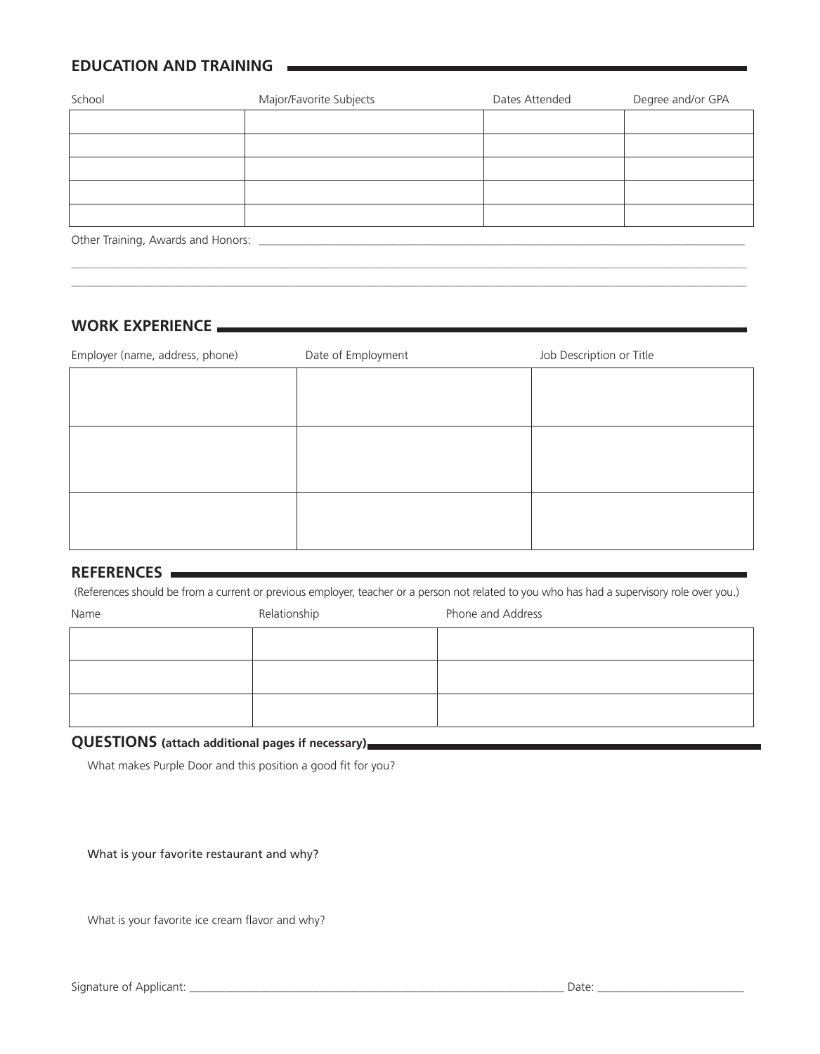## EDUCATION AND TRAINING

| School | Major/Favorite Subjects | Dates Attended | Degree and/or GPA |
|---|---|---|---|
| | | | |
| | | | |
| | | | |
| | | | |
| | | | |

Other Training, Awards and Honors: ___________________________________________________________________________

_______________________________________________________________________________________________

_______________________________________________________________________________________________

## WORK EXPERIENCE

| Employer (name, address, phone) | Date of Employment | Job Description or Title |
|---|---|---|
| | | |
| | | |
| | | |

## REFERENCES

(References should be from a current or previous employer, teacher or a person not related to you who has had a supervisory role over you.)

| Name | Relationship | Phone and Address |
|---|---|---|
| | | |
| | | |
| | | |

## QUESTIONS **(attach additional pages if necessary)**

What makes Purple Door and this position a good fit for you?

What is your favorite restaurant and why?

What is your favorite ice cream flavor and why?

Signature of Applicant: ___________________________________________________________ Date: ________________________